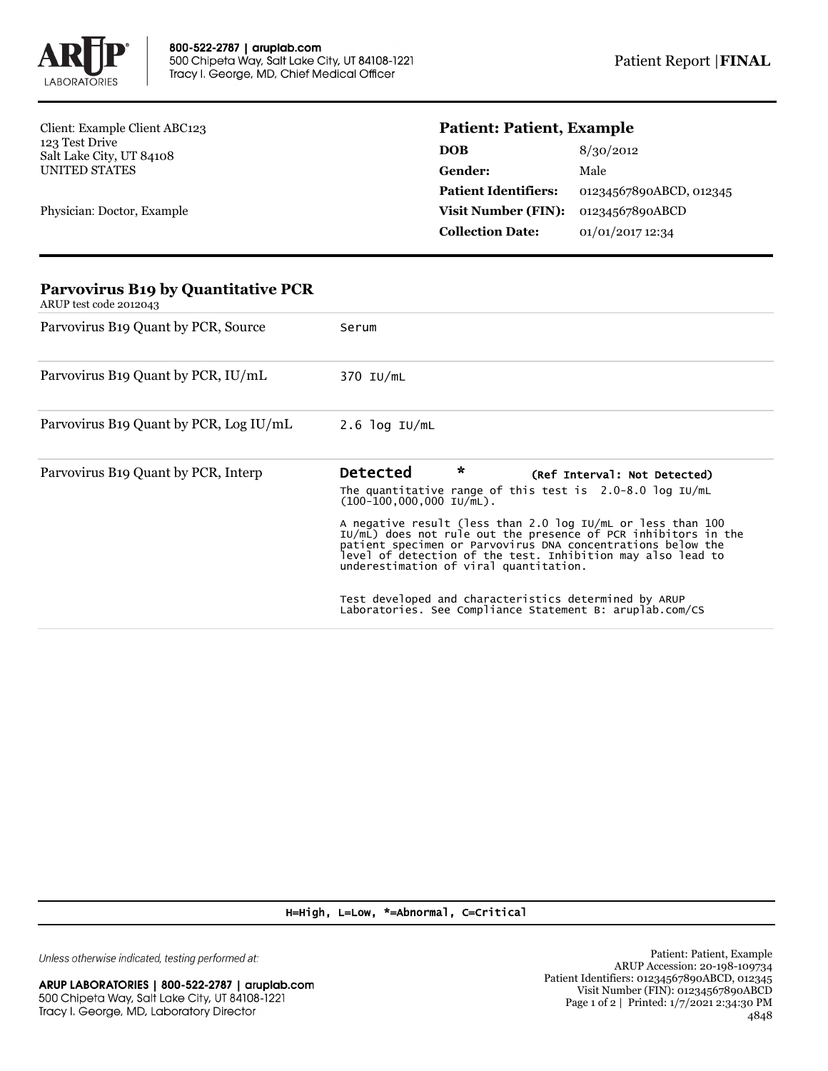**ARUP LABORATORIES**

800-522-2787 | aruplab.com
500 Chipeta Way, Salt Lake City, UT 84108-1221
Tracy I. George, MD, Chief Medical Officer

Patient Report |**FINAL**

Client: Example Client ABC123
123 Test Drive
Salt Lake City, UT 84108
UNITED STATES

Physician: Doctor, Example

**Patient: Patient, Example**

| | |
|---|---|
| **DOB** | 8/30/2012 |
| **Gender:** | Male |
| **Patient Identifiers:** | 01234567890ABCD, 012345 |
| **Visit Number (FIN):** | 01234567890ABCD |
| **Collection Date:** | 01/01/2017 12:34 |

## Parvovirus B19 by Quantitative PCR

ARUP test code 2012043

| | |
|---|---|
| Parvovirus B19 Quant by PCR, Source | Serum |
| Parvovirus B19 Quant by PCR, IU/mL | 370 IU/mL |
| Parvovirus B19 Quant by PCR, Log IU/mL | 2.6 log IU/mL |
| Parvovirus B19 Quant by PCR, Interp | **Detected** * (Ref Interval: Not Detected) |

The quantitative range of this test is 2.0-8.0 log IU/mL (100-100,000,000 IU/mL).

A negative result (less than 2.0 log IU/mL or less than 100 IU/mL) does not rule out the presence of PCR inhibitors in the patient specimen or Parvovirus DNA concentrations below the level of detection of the test. Inhibition may also lead to underestimation of viral quantitation.

Test developed and characteristics determined by ARUP Laboratories. See Compliance Statement B: aruplab.com/CS

H=High, L=Low, *=Abnormal, C=Critical

*Unless otherwise indicated, testing performed at:*

**ARUP LABORATORIES | 800-522-2787 | aruplab.com**
500 Chipeta Way, Salt Lake City, UT 84108-1221
Tracy I. George, MD, Laboratory Director

Patient: Patient, Example
ARUP Accession: 20-198-109734
Patient Identifiers: 01234567890ABCD, 012345
Visit Number (FIN): 01234567890ABCD
Printed: 1/7/2021 2:34:30 PM
4848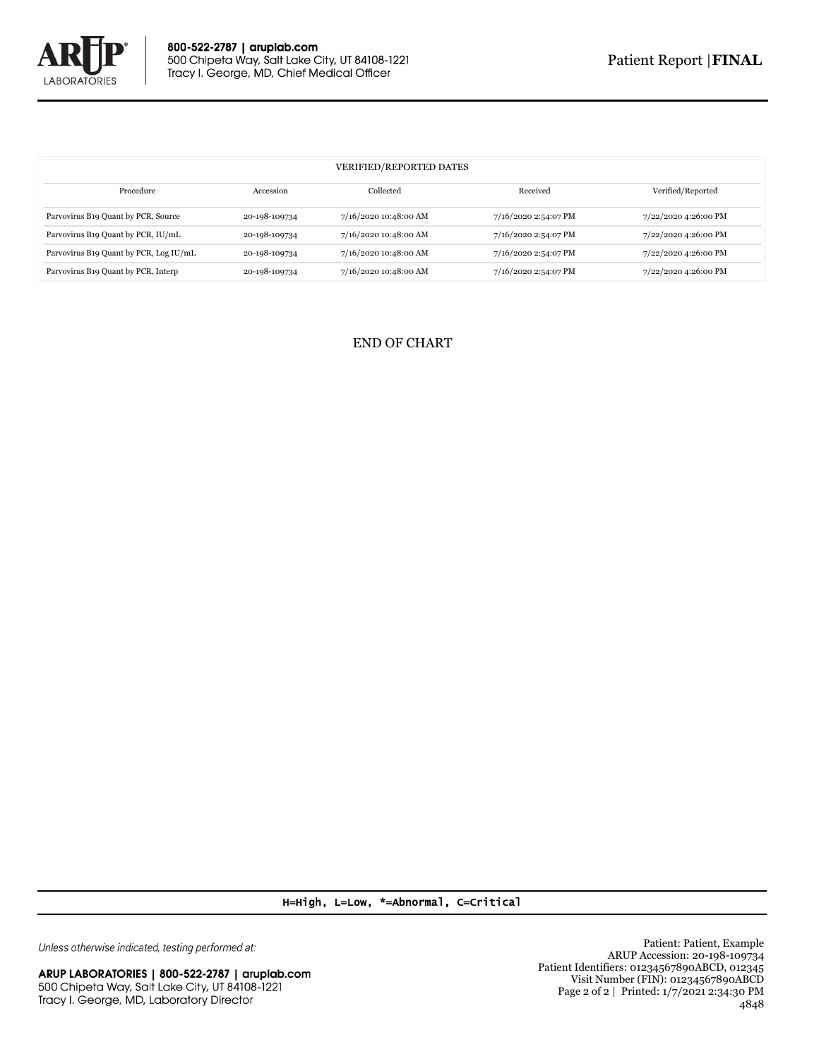| VERIFIED/REPORTED DATES | | | | |
|---|---|---|---|---|
| Procedure | Accession | Collected | Received | Verified/Reported |
| Parvovirus B19 Quant by PCR, Source | 20-198-109734 | 7/16/2020 10:48:00 AM | 7/16/2020 2:54:07 PM | 7/22/2020 4:26:00 PM |
| Parvovirus B19 Quant by PCR, IU/mL | 20-198-109734 | 7/16/2020 10:48:00 AM | 7/16/2020 2:54:07 PM | 7/22/2020 4:26:00 PM |
| Parvovirus B19 Quant by PCR, Log IU/mL | 20-198-109734 | 7/16/2020 10:48:00 AM | 7/16/2020 2:54:07 PM | 7/22/2020 4:26:00 PM |
| Parvovirus B19 Quant by PCR, Interp | 20-198-109734 | 7/16/2020 10:48:00 AM | 7/16/2020 2:54:07 PM | 7/22/2020 4:26:00 PM |

END OF CHART

H=High, L=Low, *=Abnormal, C=Critical

*Unless otherwise indicated, testing performed at:*

**ARUP LABORATORIES | 800-522-2787 | aruplab.com**
500 Chipeta Way, Salt Lake City, UT 84108-1221
Tracy I. George, MD, Laboratory Director

Patient: Patient, Example
ARUP Accession: 20-198-109734
Patient Identifiers: 01234567890ABCD, 012345
Visit Number (FIN): 01234567890ABCD
Printed: 1/7/2021 2:34:30 PM
4848